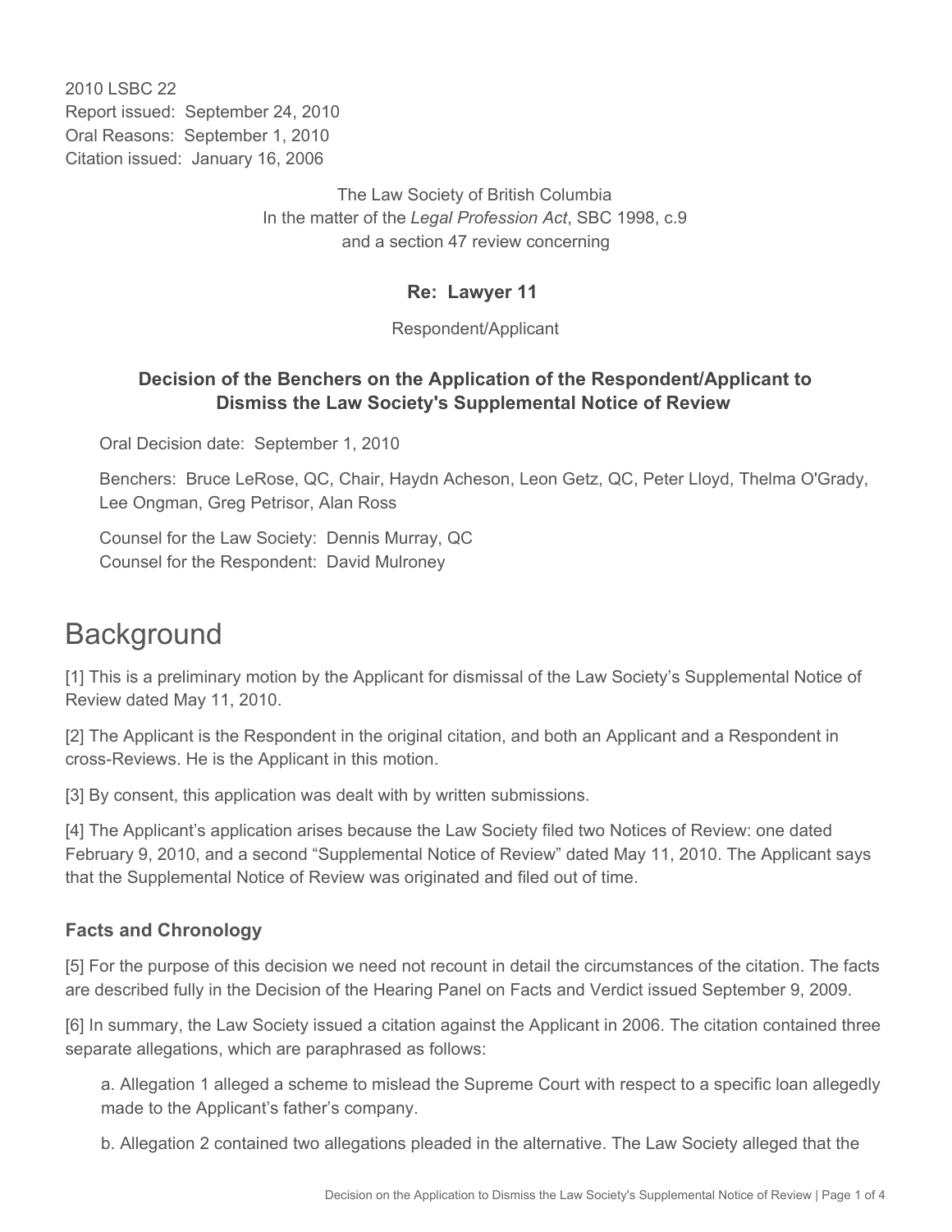2010 LSBC 22
Report issued: September 24, 2010
Oral Reasons: September 1, 2010
Citation issued: January 16, 2006

The Law Society of British Columbia
In the matter of the *Legal Profession Act*, SBC 1998, c.9
and a section 47 review concerning

**Re: Lawyer 11**

Respondent/Applicant

**Decision of the Benchers on the Application of the Respondent/Applicant to Dismiss the Law Society's Supplemental Notice of Review**

Oral Decision date: September 1, 2010

Benchers: Bruce LeRose, QC, Chair, Haydn Acheson, Leon Getz, QC, Peter Lloyd, Thelma O'Grady, Lee Ongman, Greg Petrisor, Alan Ross

Counsel for the Law Society: Dennis Murray, QC
Counsel for the Respondent: David Mulroney

# Background

[1] This is a preliminary motion by the Applicant for dismissal of the Law Society's Supplemental Notice of Review dated May 11, 2010.

[2] The Applicant is the Respondent in the original citation, and both an Applicant and a Respondent in cross-Reviews. He is the Applicant in this motion.

[3] By consent, this application was dealt with by written submissions.

[4] The Applicant's application arises because the Law Society filed two Notices of Review: one dated February 9, 2010, and a second "Supplemental Notice of Review" dated May 11, 2010. The Applicant says that the Supplemental Notice of Review was originated and filed out of time.

### Facts and Chronology

[5] For the purpose of this decision we need not recount in detail the circumstances of the citation. The facts are described fully in the Decision of the Hearing Panel on Facts and Verdict issued September 9, 2009.

[6] In summary, the Law Society issued a citation against the Applicant in 2006. The citation contained three separate allegations, which are paraphrased as follows:

a. Allegation 1 alleged a scheme to mislead the Supreme Court with respect to a specific loan allegedly made to the Applicant's father's company.

b. Allegation 2 contained two allegations pleaded in the alternative. The Law Society alleged that the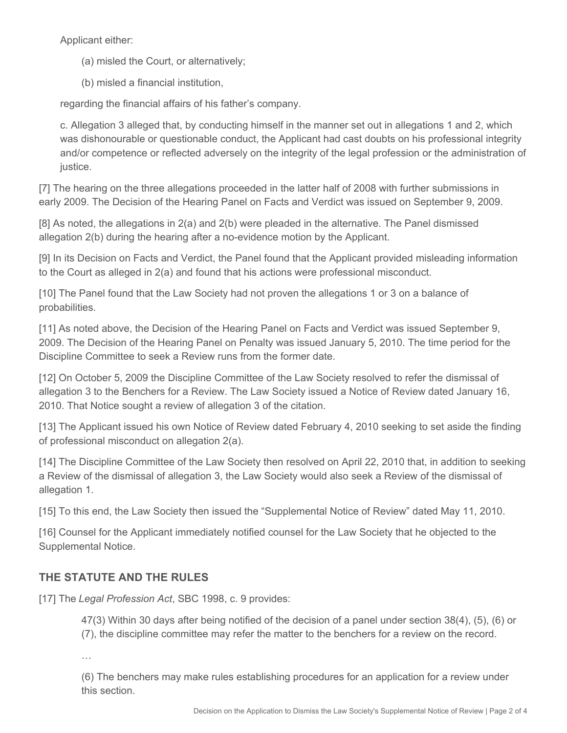Applicant either:

(a) misled the Court, or alternatively;

(b) misled a financial institution,

regarding the financial affairs of his father's company.

c. Allegation 3 alleged that, by conducting himself in the manner set out in allegations 1 and 2, which was dishonourable or questionable conduct, the Applicant had cast doubts on his professional integrity and/or competence or reflected adversely on the integrity of the legal profession or the administration of justice.

[7] The hearing on the three allegations proceeded in the latter half of 2008 with further submissions in early 2009. The Decision of the Hearing Panel on Facts and Verdict was issued on September 9, 2009.

[8] As noted, the allegations in 2(a) and 2(b) were pleaded in the alternative. The Panel dismissed allegation 2(b) during the hearing after a no-evidence motion by the Applicant.

[9] In its Decision on Facts and Verdict, the Panel found that the Applicant provided misleading information to the Court as alleged in 2(a) and found that his actions were professional misconduct.

[10] The Panel found that the Law Society had not proven the allegations 1 or 3 on a balance of probabilities.

[11] As noted above, the Decision of the Hearing Panel on Facts and Verdict was issued September 9, 2009. The Decision of the Hearing Panel on Penalty was issued January 5, 2010. The time period for the Discipline Committee to seek a Review runs from the former date.

[12] On October 5, 2009 the Discipline Committee of the Law Society resolved to refer the dismissal of allegation 3 to the Benchers for a Review. The Law Society issued a Notice of Review dated January 16, 2010. That Notice sought a review of allegation 3 of the citation.

[13] The Applicant issued his own Notice of Review dated February 4, 2010 seeking to set aside the finding of professional misconduct on allegation 2(a).

[14] The Discipline Committee of the Law Society then resolved on April 22, 2010 that, in addition to seeking a Review of the dismissal of allegation 3, the Law Society would also seek a Review of the dismissal of allegation 1.

[15] To this end, the Law Society then issued the "Supplemental Notice of Review" dated May 11, 2010.

[16] Counsel for the Applicant immediately notified counsel for the Law Society that he objected to the Supplemental Notice.

## THE STATUTE AND THE RULES

[17] The *Legal Profession Act*, SBC 1998, c. 9 provides:

> 47(3) Within 30 days after being notified of the decision of a panel under section 38(4), (5), (6) or (7), the discipline committee may refer the matter to the benchers for a review on the record.
>
> …
>
> (6) The benchers may make rules establishing procedures for an application for a review under this section.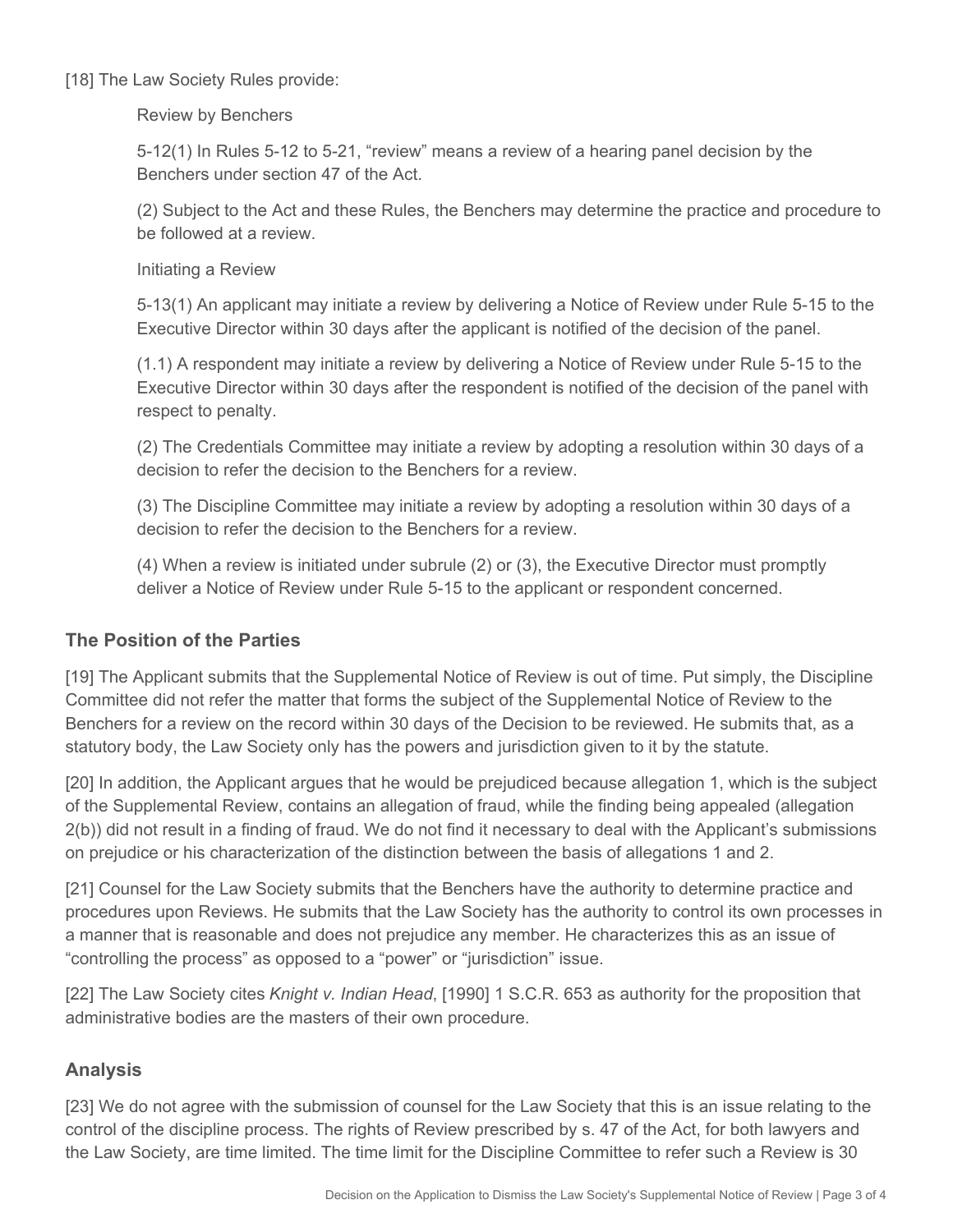[18] The Law Society Rules provide:

> Review by Benchers
>
> 5-12(1) In Rules 5-12 to 5-21, "review" means a review of a hearing panel decision by the Benchers under section 47 of the Act.
>
> (2) Subject to the Act and these Rules, the Benchers may determine the practice and procedure to be followed at a review.
>
> Initiating a Review
>
> 5-13(1) An applicant may initiate a review by delivering a Notice of Review under Rule 5-15 to the Executive Director within 30 days after the applicant is notified of the decision of the panel.
>
> (1.1) A respondent may initiate a review by delivering a Notice of Review under Rule 5-15 to the Executive Director within 30 days after the respondent is notified of the decision of the panel with respect to penalty.
>
> (2) The Credentials Committee may initiate a review by adopting a resolution within 30 days of a decision to refer the decision to the Benchers for a review.
>
> (3) The Discipline Committee may initiate a review by adopting a resolution within 30 days of a decision to refer the decision to the Benchers for a review.
>
> (4) When a review is initiated under subrule (2) or (3), the Executive Director must promptly deliver a Notice of Review under Rule 5-15 to the applicant or respondent concerned.

## The Position of the Parties

[19] The Applicant submits that the Supplemental Notice of Review is out of time. Put simply, the Discipline Committee did not refer the matter that forms the subject of the Supplemental Notice of Review to the Benchers for a review on the record within 30 days of the Decision to be reviewed. He submits that, as a statutory body, the Law Society only has the powers and jurisdiction given to it by the statute.

[20] In addition, the Applicant argues that he would be prejudiced because allegation 1, which is the subject of the Supplemental Review, contains an allegation of fraud, while the finding being appealed (allegation 2(b)) did not result in a finding of fraud. We do not find it necessary to deal with the Applicant's submissions on prejudice or his characterization of the distinction between the basis of allegations 1 and 2.

[21] Counsel for the Law Society submits that the Benchers have the authority to determine practice and procedures upon Reviews. He submits that the Law Society has the authority to control its own processes in a manner that is reasonable and does not prejudice any member. He characterizes this as an issue of "controlling the process" as opposed to a "power" or "jurisdiction" issue.

[22] The Law Society cites *Knight v. Indian Head*, [1990] 1 S.C.R. 653 as authority for the proposition that administrative bodies are the masters of their own procedure.

## Analysis

[23] We do not agree with the submission of counsel for the Law Society that this is an issue relating to the control of the discipline process. The rights of Review prescribed by s. 47 of the Act, for both lawyers and the Law Society, are time limited. The time limit for the Discipline Committee to refer such a Review is 30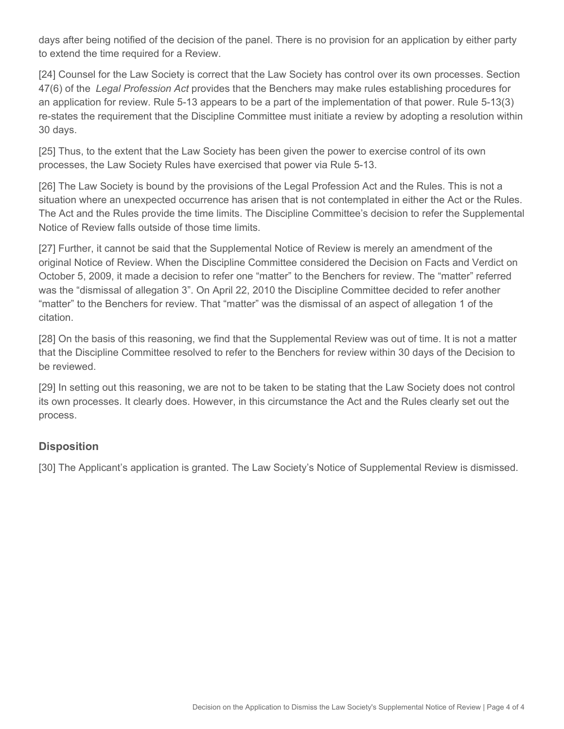days after being notified of the decision of the panel. There is no provision for an application by either party to extend the time required for a Review.

[24] Counsel for the Law Society is correct that the Law Society has control over its own processes. Section 47(6) of the *Legal Profession Act* provides that the Benchers may make rules establishing procedures for an application for review. Rule 5-13 appears to be a part of the implementation of that power. Rule 5-13(3) re-states the requirement that the Discipline Committee must initiate a review by adopting a resolution within 30 days.

[25] Thus, to the extent that the Law Society has been given the power to exercise control of its own processes, the Law Society Rules have exercised that power via Rule 5-13.

[26] The Law Society is bound by the provisions of the Legal Profession Act and the Rules. This is not a situation where an unexpected occurrence has arisen that is not contemplated in either the Act or the Rules. The Act and the Rules provide the time limits. The Discipline Committee's decision to refer the Supplemental Notice of Review falls outside of those time limits.

[27] Further, it cannot be said that the Supplemental Notice of Review is merely an amendment of the original Notice of Review. When the Discipline Committee considered the Decision on Facts and Verdict on October 5, 2009, it made a decision to refer one "matter" to the Benchers for review. The "matter" referred was the "dismissal of allegation 3". On April 22, 2010 the Discipline Committee decided to refer another "matter" to the Benchers for review. That "matter" was the dismissal of an aspect of allegation 1 of the citation.

[28] On the basis of this reasoning, we find that the Supplemental Review was out of time. It is not a matter that the Discipline Committee resolved to refer to the Benchers for review within 30 days of the Decision to be reviewed.

[29] In setting out this reasoning, we are not to be taken to be stating that the Law Society does not control its own processes. It clearly does. However, in this circumstance the Act and the Rules clearly set out the process.

## Disposition

[30] The Applicant's application is granted. The Law Society's Notice of Supplemental Review is dismissed.